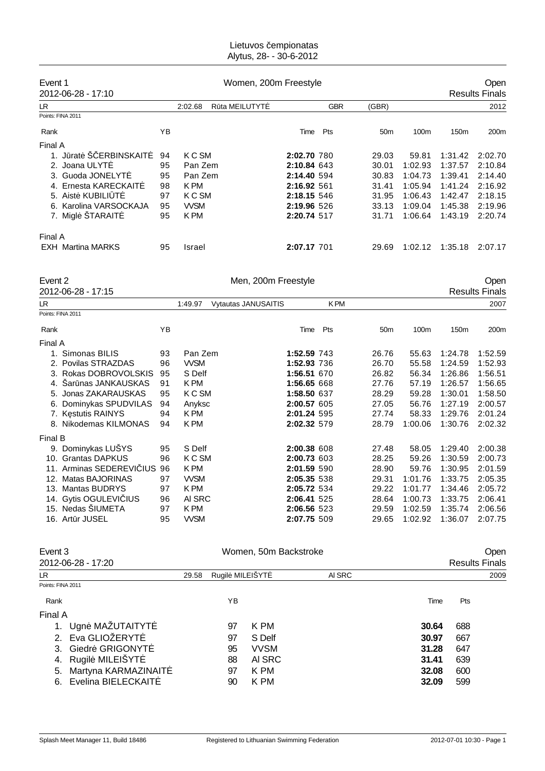# Lietuvos čempionatas
Alytus, 28- - 30-6-2012

## Event 1 — Women, 200m Freestyle — Open
2012-06-28 - 17:10 — Results Finals

LR: 2:02.68 Rūta MEILUTYTĖ GBR (GBR) 2012

Points: FINA 2011

| Rank | | YB | | Time | Pts | 50m | 100m | 150m | 200m |
|---|---|---|---|---|---|---|---|---|---|
| **Final A** | | | | | | | | | |
| 1. | Jūratė ŠČERBINSKAITĖ | 94 | K C SM | **2:02.70** | 780 | 29.03 | 59.81 | 1:31.42 | 2:02.70 |
| 2. | Joana ULYTĖ | 95 | Pan Zem | **2:10.84** | 643 | 30.01 | 1:02.93 | 1:37.57 | 2:10.84 |
| 3. | Guoda JONELYTĖ | 95 | Pan Zem | **2:14.40** | 594 | 30.83 | 1:04.73 | 1:39.41 | 2:14.40 |
| 4. | Ernesta KARECKAITĖ | 98 | K PM | **2:16.92** | 561 | 31.41 | 1:05.94 | 1:41.24 | 2:16.92 |
| 5. | Aistė KUBILIŪTĖ | 97 | K C SM | **2:18.15** | 546 | 31.95 | 1:06.43 | 1:42.47 | 2:18.15 |
| 6. | Karolina VARSOCKAJA | 95 | VVSM | **2:19.96** | 526 | 33.13 | 1:09.04 | 1:45.38 | 2:19.96 |
| 7. | Miglė ŠTARAITĖ | 95 | K PM | **2:20.74** | 517 | 31.71 | 1:06.64 | 1:43.19 | 2:20.74 |
| **Final A** | | | | | | | | | |
| EXH | Martina MARKS | 95 | Israel | **2:07.17** | 701 | 29.69 | 1:02.12 | 1:35.18 | 2:07.17 |

## Event 2 — Men, 200m Freestyle — Open
2012-06-28 - 17:15 — Results Finals

LR: 1:49.97 Vytautas JANUSAITIS K PM 2007

Points: FINA 2011

| Rank | | YB | | Time | Pts | 50m | 100m | 150m | 200m |
|---|---|---|---|---|---|---|---|---|---|
| **Final A** | | | | | | | | | |
| 1. | Simonas BILIS | 93 | Pan Zem | **1:52.59** | 743 | 26.76 | 55.63 | 1:24.78 | 1:52.59 |
| 2. | Povilas STRAZDAS | 96 | VVSM | **1:52.93** | 736 | 26.70 | 55.58 | 1:24.59 | 1:52.93 |
| 3. | Rokas DOBROVOLSKIS | 95 | S Delf | **1:56.51** | 670 | 26.82 | 56.34 | 1:26.86 | 1:56.51 |
| 4. | Šarūnas JANKAUSKAS | 91 | K PM | **1:56.65** | 668 | 27.76 | 57.19 | 1:26.57 | 1:56.65 |
| 5. | Jonas ZAKARAUSKAS | 95 | K C SM | **1:58.50** | 637 | 28.29 | 59.28 | 1:30.01 | 1:58.50 |
| 6. | Dominykas SPUDVILAS | 94 | Anyksc | **2:00.57** | 605 | 27.05 | 56.76 | 1:27.19 | 2:00.57 |
| 7. | Kęstutis RAINYS | 94 | K PM | **2:01.24** | 595 | 27.74 | 58.33 | 1:29.76 | 2:01.24 |
| 8. | Nikodemas KILMONAS | 94 | K PM | **2:02.32** | 579 | 28.79 | 1:00.06 | 1:30.76 | 2:02.32 |
| **Final B** | | | | | | | | | |
| 9. | Dominykas LUŠYS | 95 | S Delf | **2:00.38** | 608 | 27.48 | 58.05 | 1:29.40 | 2:00.38 |
| 10. | Grantas DAPKUS | 96 | K C SM | **2:00.73** | 603 | 28.25 | 59.26 | 1:30.59 | 2:00.73 |
| 11. | Arminas SEDEREVIČIUS | 96 | K PM | **2:01.59** | 590 | 28.90 | 59.76 | 1:30.95 | 2:01.59 |
| 12. | Matas BAJORINAS | 97 | VVSM | **2:05.35** | 538 | 29.31 | 1:01.76 | 1:33.75 | 2:05.35 |
| 13. | Mantas BUDRYS | 97 | K PM | **2:05.72** | 534 | 29.22 | 1:01.77 | 1:34.46 | 2:05.72 |
| 14. | Gytis OGULEVIČIUS | 96 | Al SRC | **2:06.41** | 525 | 28.64 | 1:00.73 | 1:33.75 | 2:06.41 |
| 15. | Nedas ŠIUMETA | 97 | K PM | **2:06.56** | 523 | 29.59 | 1:02.59 | 1:35.74 | 2:06.56 |
| 16. | Artūr JUSEL | 95 | VVSM | **2:07.75** | 509 | 29.65 | 1:02.92 | 1:36.07 | 2:07.75 |

## Event 3 — Women, 50m Backstroke — Open
2012-06-28 - 17:20 — Results Finals

LR: 29.58 Rugilė MILEIŠYTĖ Al SRC 2009

Points: FINA 2011

| Rank | | YB | | Time | Pts |
|---|---|---|---|---|---|
| **Final A** | | | | | |
| 1. | Ugnė MAŽUTAITYTĖ | 97 | K PM | **30.64** | 688 |
| 2. | Eva GLIOŽERYTĖ | 97 | S Delf | **30.97** | 667 |
| 3. | Giedrė GRIGONYTĖ | 95 | VVSM | **31.28** | 647 |
| 4. | Rugilė MILEIŠYTĖ | 88 | Al SRC | **31.41** | 639 |
| 5. | Martyna KARMAZINAITĖ | 97 | K PM | **32.08** | 600 |
| 6. | Evelina BIELECKAITĖ | 90 | K PM | **32.09** | 599 |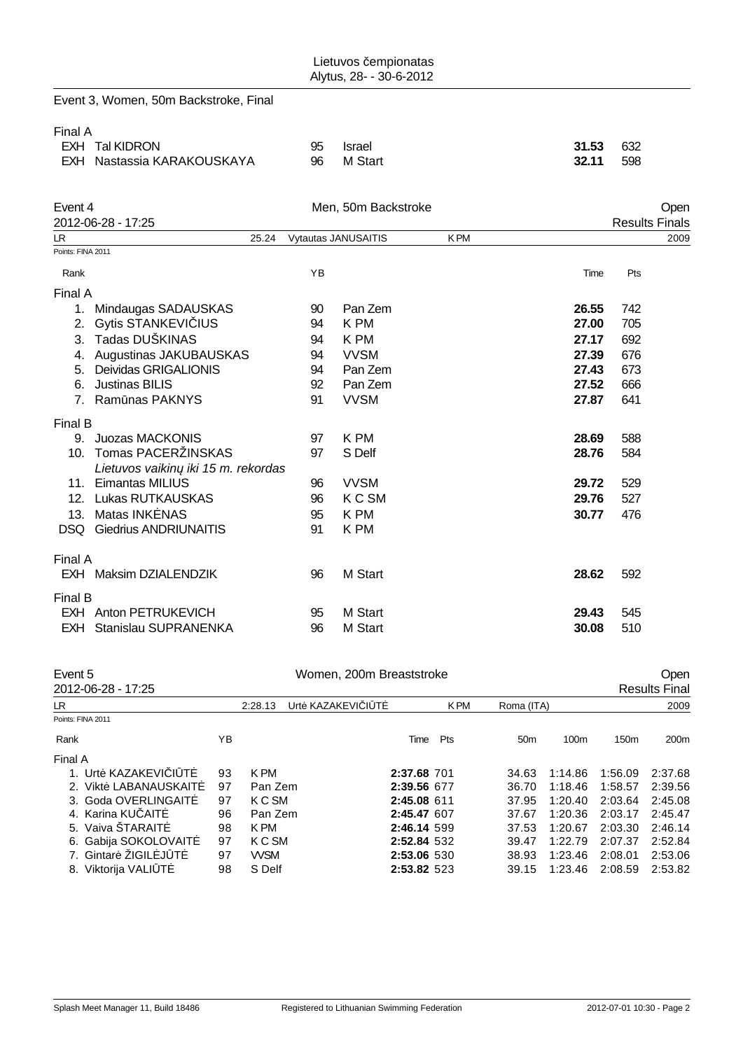Lietuvos čempionatas
Alytus, 28- - 30-6-2012

## Event 3, Women, 50m Backstroke, Final

Final A

| | Name | YB | Club | Time | Pts |
|---|---|---|---|---|---|
| EXH | Tal KIDRON | 95 | Israel | **31.53** | 632 |
| EXH | Nastassia KARAKOUSKAYA | 96 | M Start | **32.11** | 598 |

## Event 4 — Men, 50m Backstroke — Open

2012-06-28 - 17:25 — Results Finals

LR 25.24 Vytautas JANUSAITIS K PM 2009

Points: FINA 2011

| Rank | Name | YB | Club | Time | Pts |
|---|---|---|---|---|---|
| **Final A** | | | | | |
| 1. | Mindaugas SADAUSKAS | 90 | Pan Zem | **26.55** | 742 |
| 2. | Gytis STANKEVIČIUS | 94 | K PM | **27.00** | 705 |
| 3. | Tadas DUŠKINAS | 94 | K PM | **27.17** | 692 |
| 4. | Augustinas JAKUBAUSKAS | 94 | VVSM | **27.39** | 676 |
| 5. | Deividas GRIGALIONIS | 94 | Pan Zem | **27.43** | 673 |
| 6. | Justinas BILIS | 92 | Pan Zem | **27.52** | 666 |
| 7. | Ramūnas PAKNYS | 91 | VVSM | **27.87** | 641 |
| **Final B** | | | | | |
| 9. | Juozas MACKONIS | 97 | K PM | **28.69** | 588 |
| 10. | Tomas PACERŽINSKAS | 97 | S Delf | **28.76** | 584 |
| | *Lietuvos vaikinų iki 15 m. rekordas* | | | | |
| 11. | Eimantas MILIUS | 96 | VVSM | **29.72** | 529 |
| 12. | Lukas RUTKAUSKAS | 96 | K C SM | **29.76** | 527 |
| 13. | Matas INKĖNAS | 95 | K PM | **30.77** | 476 |
| DSQ | Giedrius ANDRIUNAITIS | 91 | K PM | | |
| **Final A** | | | | | |
| EXH | Maksim DZIALENDZIK | 96 | M Start | **28.62** | 592 |
| **Final B** | | | | | |
| EXH | Anton PETRUKEVICH | 95 | M Start | **29.43** | 545 |
| EXH | Stanislau SUPRANENKA | 96 | M Start | **30.08** | 510 |

## Event 5 — Women, 200m Breaststroke — Open

2012-06-28 - 17:25 — Results Final

LR 2:28.13 Urtė KAZAKEVIČIŪTĖ K PM Roma (ITA) 2009

Points: FINA 2011

| Rank | Name | YB | Club | Time | Pts | 50m | 100m | 150m | 200m |
|---|---|---|---|---|---|---|---|---|---|
| **Final A** | | | | | | | | | |
| 1. | Urtė KAZAKEVIČIŪTĖ | 93 | K PM | **2:37.68** | 701 | 34.63 | 1:14.86 | 1:56.09 | 2:37.68 |
| 2. | Viktė LABANAUSKAITĖ | 97 | Pan Zem | **2:39.56** | 677 | 36.70 | 1:18.46 | 1:58.57 | 2:39.56 |
| 3. | Goda OVERLINGAITĖ | 97 | K C SM | **2:45.08** | 611 | 37.95 | 1:20.40 | 2:03.64 | 2:45.08 |
| 4. | Karina KUČAITĖ | 96 | Pan Zem | **2:45.47** | 607 | 37.67 | 1:20.36 | 2:03.17 | 2:45.47 |
| 5. | Vaiva ŠTARAITĖ | 98 | K PM | **2:46.14** | 599 | 37.53 | 1:20.67 | 2:03.30 | 2:46.14 |
| 6. | Gabija SOKOLOVAITĖ | 97 | K C SM | **2:52.84** | 532 | 39.47 | 1:22.79 | 2:07.37 | 2:52.84 |
| 7. | Gintarė ŽIGILĖJŪTĖ | 97 | VVSM | **2:53.06** | 530 | 38.93 | 1:23.46 | 2:08.01 | 2:53.06 |
| 8. | Viktorija VALIŪTĖ | 98 | S Delf | **2:53.82** | 523 | 39.15 | 1:23.46 | 2:08.59 | 2:53.82 |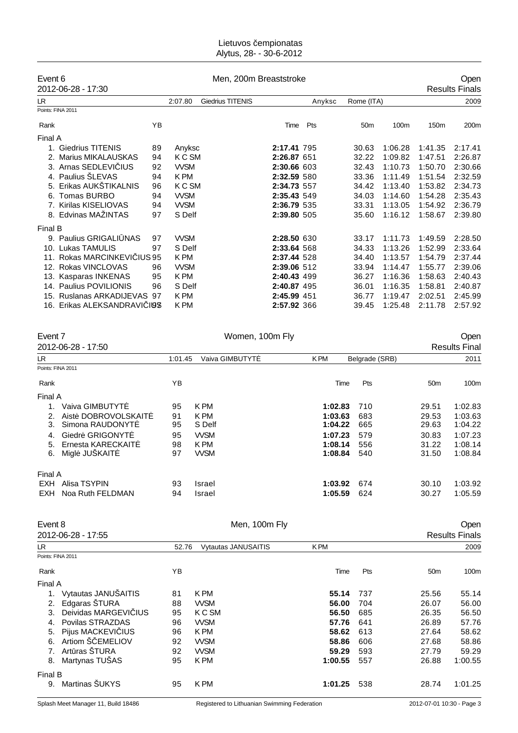Lietuvos čempionatas
Alytus, 28- - 30-6-2012

## Event 6 — Men, 200m Breaststroke — Open

2012-06-28 - 17:30 — Results Finals

LR: 2:07.80 Giedrius TITENIS, Anyksc, Rome (ITA), 2009

Points: FINA 2011

| Rank | | YB | | Time | Pts | 50m | 100m | 150m | 200m |
|---|---|---|---|---|---|---|---|---|---|
| **Final A** | | | | | | | | | |
| 1. | Giedrius TITENIS | 89 | Anyksc | **2:17.41** | 795 | 30.63 | 1:06.28 | 1:41.35 | 2:17.41 |
| 2. | Marius MIKALAUSKAS | 94 | K C SM | **2:26.87** | 651 | 32.22 | 1:09.82 | 1:47.51 | 2:26.87 |
| 3. | Arnas SEDLEVIČIUS | 92 | VVSM | **2:30.66** | 603 | 32.43 | 1:10.73 | 1:50.70 | 2:30.66 |
| 4. | Paulius ŠLEVAS | 94 | K PM | **2:32.59** | 580 | 33.36 | 1:11.49 | 1:51.54 | 2:32.59 |
| 5. | Erikas AUKŠTIKALNIS | 96 | K C SM | **2:34.73** | 557 | 34.42 | 1:13.40 | 1:53.82 | 2:34.73 |
| 6. | Tomas BURBO | 94 | VVSM | **2:35.43** | 549 | 34.03 | 1:14.60 | 1:54.28 | 2:35.43 |
| 7. | Kirilas KISELIOVAS | 94 | VVSM | **2:36.79** | 535 | 33.31 | 1:13.05 | 1:54.92 | 2:36.79 |
| 8. | Edvinas MAŽINTAS | 97 | S Delf | **2:39.80** | 505 | 35.60 | 1:16.12 | 1:58.67 | 2:39.80 |
| **Final B** | | | | | | | | | |
| 9. | Paulius GRIGALIŪNAS | 97 | VVSM | **2:28.50** | 630 | 33.17 | 1:11.73 | 1:49.59 | 2:28.50 |
| 10. | Lukas TAMULIS | 97 | S Delf | **2:33.64** | 568 | 34.33 | 1:13.26 | 1:52.99 | 2:33.64 |
| 11. | Rokas MARCINKEVIČIUS | 95 | K PM | **2:37.44** | 528 | 34.40 | 1:13.57 | 1:54.79 | 2:37.44 |
| 12. | Rokas VINCLOVAS | 96 | VVSM | **2:39.06** | 512 | 33.94 | 1:14.47 | 1:55.77 | 2:39.06 |
| 13. | Kasparas INKENAS | 95 | K PM | **2:40.43** | 499 | 36.27 | 1:16.36 | 1:58.63 | 2:40.43 |
| 14. | Paulius POVILIONIS | 96 | S Delf | **2:40.87** | 495 | 36.01 | 1:16.35 | 1:58.81 | 2:40.87 |
| 15. | Ruslanas ARKADIJEVAS | 97 | K PM | **2:45.99** | 451 | 36.77 | 1:19.47 | 2:02.51 | 2:45.99 |
| 16. | Erikas ALEKSANDRAVIČIUS | 97 | K PM | **2:57.92** | 366 | 39.45 | 1:25.48 | 2:11.78 | 2:57.92 |

## Event 7 — Women, 100m Fly — Open

2012-06-28 - 17:50 — Results Final

LR: 1:01.45 Vaiva GIMBUTYTĖ, K PM, Belgrade (SRB), 2011

Points: FINA 2011

| Rank | | YB | | Time | Pts | 50m | 100m |
|---|---|---|---|---|---|---|---|
| **Final A** | | | | | | | |
| 1. | Vaiva GIMBUTYTĖ | 95 | K PM | **1:02.83** | 710 | 29.51 | 1:02.83 |
| 2. | Aistė DOBROVOLSKAITĖ | 91 | K PM | **1:03.63** | 683 | 29.53 | 1:03.63 |
| 3. | Simona RAUDONYTĖ | 95 | S Delf | **1:04.22** | 665 | 29.63 | 1:04.22 |
| 4. | Giedrė GRIGONYTĖ | 95 | VVSM | **1:07.23** | 579 | 30.83 | 1:07.23 |
| 5. | Ernesta KARECKAITĖ | 98 | K PM | **1:08.14** | 556 | 31.22 | 1:08.14 |
| 6. | Miglė JUŠKAITĖ | 97 | VVSM | **1:08.84** | 540 | 31.50 | 1:08.84 |
| **Final A** | | | | | | | |
| EXH | Alisa TSYPIN | 93 | Israel | **1:03.92** | 674 | 30.10 | 1:03.92 |
| EXH | Noa Ruth FELDMAN | 94 | Israel | **1:05.59** | 624 | 30.27 | 1:05.59 |

## Event 8 — Men, 100m Fly — Open

2012-06-28 - 17:55 — Results Finals

LR: 52.76 Vytautas JANUSAITIS, K PM, 2009

Points: FINA 2011

| Rank | | YB | | Time | Pts | 50m | 100m |
|---|---|---|---|---|---|---|---|
| **Final A** | | | | | | | |
| 1. | Vytautas JANUŠAITIS | 81 | K PM | **55.14** | 737 | 25.56 | 55.14 |
| 2. | Edgaras ŠTURA | 88 | VVSM | **56.00** | 704 | 26.07 | 56.00 |
| 3. | Deividas MARGEVIČIUS | 95 | K C SM | **56.50** | 685 | 26.35 | 56.50 |
| 4. | Povilas STRAZDAS | 96 | VVSM | **57.76** | 641 | 26.89 | 57.76 |
| 5. | Pijus MACKEVIČIUS | 96 | K PM | **58.62** | 613 | 27.64 | 58.62 |
| 6. | Artiom ŠČEMELIOV | 92 | VVSM | **58.86** | 606 | 27.68 | 58.86 |
| 7. | Artūras ŠTURA | 92 | VVSM | **59.29** | 593 | 27.79 | 59.29 |
| 8. | Martynas TUŠAS | 95 | K PM | **1:00.55** | 557 | 26.88 | 1:00.55 |
| **Final B** | | | | | | | |
| 9. | Martinas ŠUKYS | 95 | K PM | **1:01.25** | 538 | 28.74 | 1:01.25 |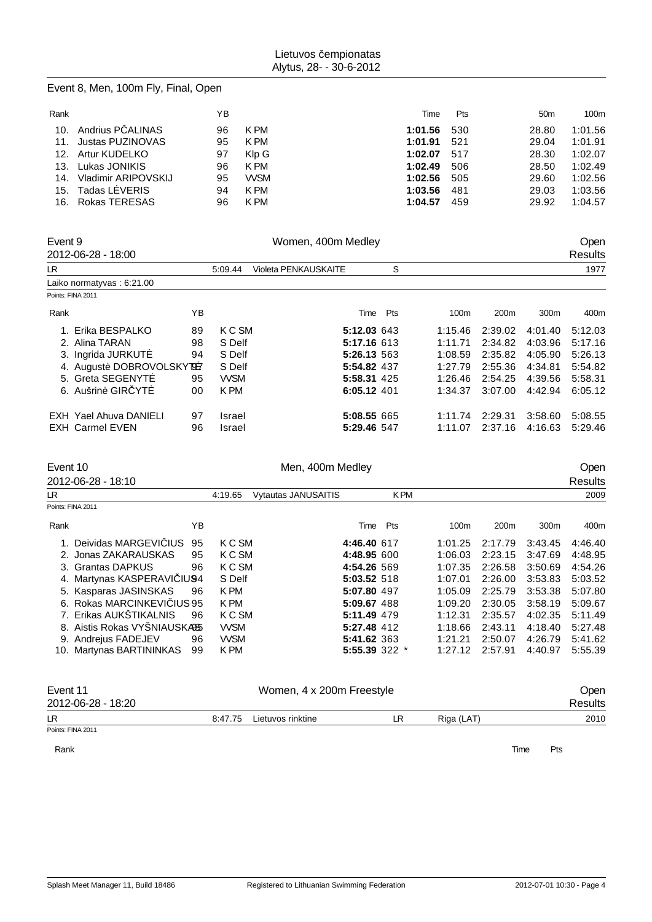Lietuvos čempionatas
Alytus, 28- - 30-6-2012

## Event 8, Men, 100m Fly, Final, Open

| Rank | | YB | | Time | Pts | 50m | 100m |
|---|---|---|---|---|---|---|---|
| 10. | Andrius PČALINAS | 96 | K PM | **1:01.56** | 530 | 28.80 | 1:01.56 |
| 11. | Justas PUZINOVAS | 95 | K PM | **1:01.91** | 521 | 29.04 | 1:01.91 |
| 12. | Artur KUDELKO | 97 | Klp G | **1:02.07** | 517 | 28.30 | 1:02.07 |
| 13. | Lukas JONIKIS | 96 | K PM | **1:02.49** | 506 | 28.50 | 1:02.49 |
| 14. | Vladimir ARIPOVSKIJ | 95 | VVSM | **1:02.56** | 505 | 29.60 | 1:02.56 |
| 15. | Tadas LĖVERIS | 94 | K PM | **1:03.56** | 481 | 29.03 | 1:03.56 |
| 16. | Rokas TERESAS | 96 | K PM | **1:04.57** | 459 | 29.92 | 1:04.57 |

## Event 9 — Women, 400m Medley — Open

2012-06-28 - 18:00 — Results

LR: 5:09.44 Violeta PENKAUSKAITE S 1977

Laiko normatyvas : 6:21.00

Points: FINA 2011

| Rank | | YB | | Time | Pts | 100m | 200m | 300m | 400m |
|---|---|---|---|---|---|---|---|---|---|
| 1. | Erika BESPALKO | 89 | K C SM | **5:12.03** | 643 | 1:15.46 | 2:39.02 | 4:01.40 | 5:12.03 |
| 2. | Alina TARAN | 98 | S Delf | **5:17.16** | 613 | 1:11.71 | 2:34.82 | 4:03.96 | 5:17.16 |
| 3. | Ingrida JURKUTĖ | 94 | S Delf | **5:26.13** | 563 | 1:08.59 | 2:35.82 | 4:05.90 | 5:26.13 |
| 4. | Augustė DOBROVOLSKYTĖ | 97 | S Delf | **5:54.82** | 437 | 1:27.79 | 2:55.36 | 4:34.81 | 5:54.82 |
| 5. | Greta SEGENYTĖ | 95 | VVSM | **5:58.31** | 425 | 1:26.46 | 2:54.25 | 4:39.56 | 5:58.31 |
| 6. | Aušrinė GIRČYTĖ | 00 | K PM | **6:05.12** | 401 | 1:34.37 | 3:07.00 | 4:42.94 | 6:05.12 |
| EXH | Yael Ahuva DANIELI | 97 | Israel | **5:08.55** | 665 | 1:11.74 | 2:29.31 | 3:58.60 | 5:08.55 |
| EXH | Carmel EVEN | 96 | Israel | **5:29.46** | 547 | 1:11.07 | 2:37.16 | 4:16.63 | 5:29.46 |

## Event 10 — Men, 400m Medley — Open

2012-06-28 - 18:10 — Results

LR: 4:19.65 Vytautas JANUSAITIS K PM 2009

Points: FINA 2011

| Rank | | YB | | Time | Pts | 100m | 200m | 300m | 400m |
|---|---|---|---|---|---|---|---|---|---|
| 1. | Deividas MARGEVIČIUS | 95 | K C SM | **4:46.40** | 617 | 1:01.25 | 2:17.79 | 3:43.45 | 4:46.40 |
| 2. | Jonas ZAKARAUSKAS | 95 | K C SM | **4:48.95** | 600 | 1:06.03 | 2:23.15 | 3:47.69 | 4:48.95 |
| 3. | Grantas DAPKUS | 96 | K C SM | **4:54.26** | 569 | 1:07.35 | 2:26.58 | 3:50.69 | 4:54.26 |
| 4. | Martynas KASPERAVIČIUS | 94 | S Delf | **5:03.52** | 518 | 1:07.01 | 2:26.00 | 3:53.83 | 5:03.52 |
| 5. | Kasparas JASINSKAS | 96 | K PM | **5:07.80** | 497 | 1:05.09 | 2:25.79 | 3:53.38 | 5:07.80 |
| 6. | Rokas MARCINKEVIČIUS | 95 | K PM | **5:09.67** | 488 | 1:09.20 | 2:30.05 | 3:58.19 | 5:09.67 |
| 7. | Erikas AUKŠTIKALNIS | 96 | K C SM | **5:11.49** | 479 | 1:12.31 | 2:35.57 | 4:02.35 | 5:11.49 |
| 8. | Aistis Rokas VYŠNIAUSKAS | 95 | VVSM | **5:27.48** | 412 | 1:18.66 | 2:43.11 | 4:18.40 | 5:27.48 |
| 9. | Andrejus FADEJEV | 96 | VVSM | **5:41.62** | 363 | 1:21.21 | 2:50.07 | 4:26.79 | 5:41.62 |
| 10. | Martynas BARTININKAS | 99 | K PM | **5:55.39** | 322 * | 1:27.12 | 2:57.91 | 4:40.97 | 5:55.39 |

## Event 11 — Women, 4 x 200m Freestyle — Open

2012-06-28 - 18:20 — Results

LR: 8:47.75 Lietuvos rinktine LR Riga (LAT) 2010

Points: FINA 2011

| Rank | Time | Pts |
|---|---|---|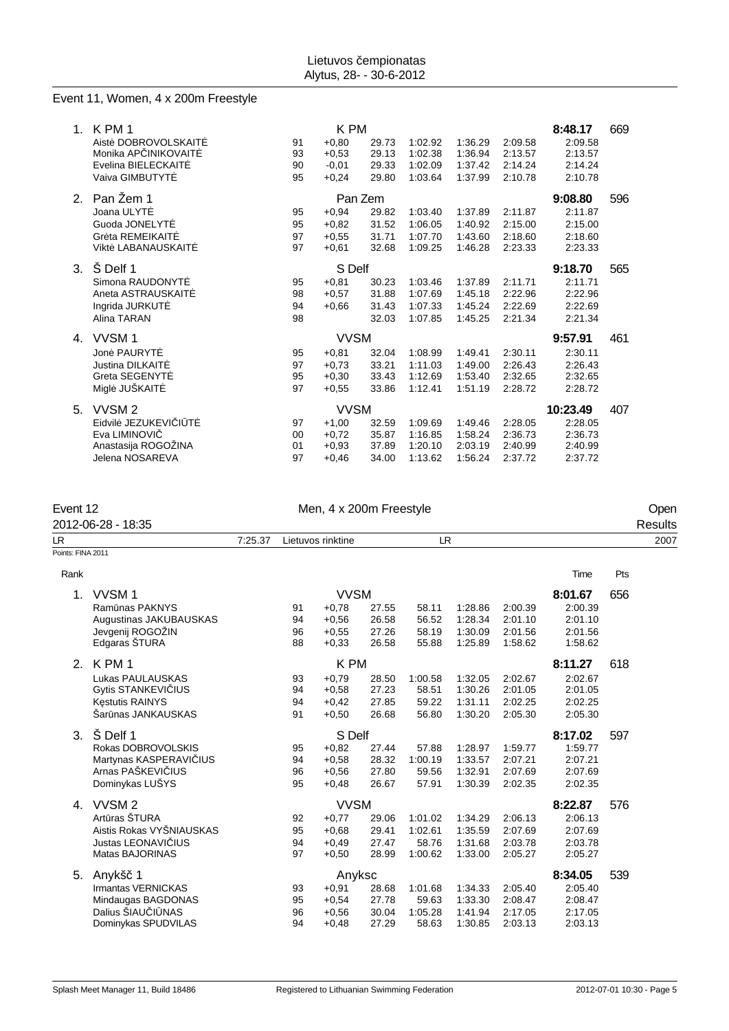Lietuvos čempionatas
Alytus, 28- - 30-6-2012

## Event 11, Women, 4 x 200m Freestyle

| Rank | Name | YB | Reaction | 50m | 100m | 150m | 200m | Time | Pts |
|---|---|---|---|---|---|---|---|---|---|
| 1. | K PM 1 | | K PM | | | | | 8:48.17 | 669 |
| | Aistė DOBROVOLSKAITĖ | 91 | +0,80 | 29.73 | 1:02.92 | 1:36.29 | 2:09.58 | 2:09.58 | |
| | Monika APČINIKOVAITĖ | 93 | +0,53 | 29.13 | 1:02.38 | 1:36.94 | 2:13.57 | 2:13.57 | |
| | Evelina BIELECKAITĖ | 90 | -0,01 | 29.33 | 1:02.09 | 1:37.42 | 2:14.24 | 2:14.24 | |
| | Vaiva GIMBUTYTĖ | 95 | +0,24 | 29.80 | 1:03.64 | 1:37.99 | 2:10.78 | 2:10.78 | |
| 2. | Pan Žem 1 | | Pan Zem | | | | | 9:08.80 | 596 |
| | Joana ULYTĖ | 95 | +0,94 | 29.82 | 1:03.40 | 1:37.89 | 2:11.87 | 2:11.87 | |
| | Guoda JONELYTĖ | 95 | +0,82 | 31.52 | 1:06.05 | 1:40.92 | 2:15.00 | 2:15.00 | |
| | Grėta REMEIKAITĖ | 97 | +0,55 | 31.71 | 1:07.70 | 1:43.60 | 2:18.60 | 2:18.60 | |
| | Viktė LABANAUSKAITĖ | 97 | +0,61 | 32.68 | 1:09.25 | 1:46.28 | 2:23.33 | 2:23.33 | |
| 3. | Š Delf 1 | | S Delf | | | | | 9:18.70 | 565 |
| | Simona RAUDONYTĖ | 95 | +0,81 | 30.23 | 1:03.46 | 1:37.89 | 2:11.71 | 2:11.71 | |
| | Aneta ASTRAUSKAITĖ | 98 | +0,57 | 31.88 | 1:07.69 | 1:45.18 | 2:22.96 | 2:22.96 | |
| | Ingrida JURKUTĖ | 94 | +0,66 | 31.43 | 1:07.33 | 1:45.24 | 2:22.69 | 2:22.69 | |
| | Alina TARAN | 98 | | 32.03 | 1:07.85 | 1:45.25 | 2:21.34 | 2:21.34 | |
| 4. | VVSM 1 | | VVSM | | | | | 9:57.91 | 461 |
| | Jonė PAURYTĖ | 95 | +0,81 | 32.04 | 1:08.99 | 1:49.41 | 2:30.11 | 2:30.11 | |
| | Justina DILKAITĖ | 97 | +0,73 | 33.21 | 1:11.03 | 1:49.00 | 2:26.43 | 2:26.43 | |
| | Greta SEGENYTĖ | 95 | +0,30 | 33.43 | 1:12.69 | 1:53.40 | 2:32.65 | 2:32.65 | |
| | Miglė JUŠKAITĖ | 97 | +0,55 | 33.86 | 1:12.41 | 1:51.19 | 2:28.72 | 2:28.72 | |
| 5. | VVSM 2 | | VVSM | | | | | 10:23.49 | 407 |
| | Eidvilė JEZUKEVIČIŪTĖ | 97 | +1,00 | 32.59 | 1:09.69 | 1:49.46 | 2:28.05 | 2:28.05 | |
| | Eva LIMINOVIČ | 00 | +0,72 | 35.87 | 1:16.85 | 1:58.24 | 2:36.73 | 2:36.73 | |
| | Anastasija ROGOŽINA | 01 | +0,93 | 37.89 | 1:20.10 | 2:03.19 | 2:40.99 | 2:40.99 | |
| | Jelena NOSAREVA | 97 | +0,46 | 34.00 | 1:13.62 | 1:56.24 | 2:37.72 | 2:37.72 | |

## Event 12 — Men, 4 x 200m Freestyle — Open Results

2012-06-28 - 18:35

LR 7:25.37 Lietuvos rinktine LR 2007

Points: FINA 2011

| Rank | Name | YB | Reaction | 50m | 100m | 150m | 200m | Time | Pts |
|---|---|---|---|---|---|---|---|---|---|
| 1. | VVSM 1 | | VVSM | | | | | 8:01.67 | 656 |
| | Ramūnas PAKNYS | 91 | +0,78 | 27.55 | 58.11 | 1:28.86 | 2:00.39 | 2:00.39 | |
| | Augustinas JAKUBAUSKAS | 94 | +0,56 | 26.58 | 56.52 | 1:28.34 | 2:01.10 | 2:01.10 | |
| | Jevgenij ROGOŽIN | 96 | +0,55 | 27.26 | 58.19 | 1:30.09 | 2:01.56 | 2:01.56 | |
| | Edgaras ŠTURA | 88 | +0,33 | 26.58 | 55.88 | 1:25.89 | 1:58.62 | 1:58.62 | |
| 2. | K PM 1 | | K PM | | | | | 8:11.27 | 618 |
| | Lukas PAULAUSKAS | 93 | +0,79 | 28.50 | 1:00.58 | 1:32.05 | 2:02.67 | 2:02.67 | |
| | Gytis STANKEVIČIUS | 94 | +0,58 | 27.23 | 58.51 | 1:30.26 | 2:01.05 | 2:01.05 | |
| | Kęstutis RAINYS | 94 | +0,42 | 27.85 | 59.22 | 1:31.11 | 2:02.25 | 2:02.25 | |
| | Šarūnas JANKAUSKAS | 91 | +0,50 | 26.68 | 56.80 | 1:30.20 | 2:05.30 | 2:05.30 | |
| 3. | Š Delf 1 | | S Delf | | | | | 8:17.02 | 597 |
| | Rokas DOBROVOLSKIS | 95 | +0,82 | 27.44 | 57.88 | 1:28.97 | 1:59.77 | 1:59.77 | |
| | Martynas KASPERAVIČIUS | 94 | +0,58 | 28.32 | 1:00.19 | 1:33.57 | 2:07.21 | 2:07.21 | |
| | Arnas PAŠKEVIČIUS | 96 | +0,56 | 27.80 | 59.56 | 1:32.91 | 2:07.69 | 2:07.69 | |
| | Dominykas LUŠYS | 95 | +0,48 | 26.67 | 57.91 | 1:30.39 | 2:02.35 | 2:02.35 | |
| 4. | VVSM 2 | | VVSM | | | | | 8:22.87 | 576 |
| | Artūras ŠTURA | 92 | +0,77 | 29.06 | 1:01.02 | 1:34.29 | 2:06.13 | 2:06.13 | |
| | Aistis Rokas VYŠNIAUSKAS | 95 | +0,68 | 29.41 | 1:02.61 | 1:35.59 | 2:07.69 | 2:07.69 | |
| | Justas LEONAVIČIUS | 94 | +0,49 | 27.47 | 58.76 | 1:31.68 | 2:03.78 | 2:03.78 | |
| | Matas BAJORINAS | 97 | +0,50 | 28.99 | 1:00.62 | 1:33.00 | 2:05.27 | 2:05.27 | |
| 5. | Anykšč 1 | | Anyksc | | | | | 8:34.05 | 539 |
| | Irmantas VERNICKAS | 93 | +0,91 | 28.68 | 1:01.68 | 1:34.33 | 2:05.40 | 2:05.40 | |
| | Mindaugas BAGDONAS | 95 | +0,54 | 27.78 | 59.63 | 1:33.30 | 2:08.47 | 2:08.47 | |
| | Dalius ŠIAUČIŪNAS | 96 | +0,56 | 30.04 | 1:05.28 | 1:41.94 | 2:17.05 | 2:17.05 | |
| | Dominykas SPUDVILAS | 94 | +0,48 | 27.29 | 58.63 | 1:30.85 | 2:03.13 | 2:03.13 | |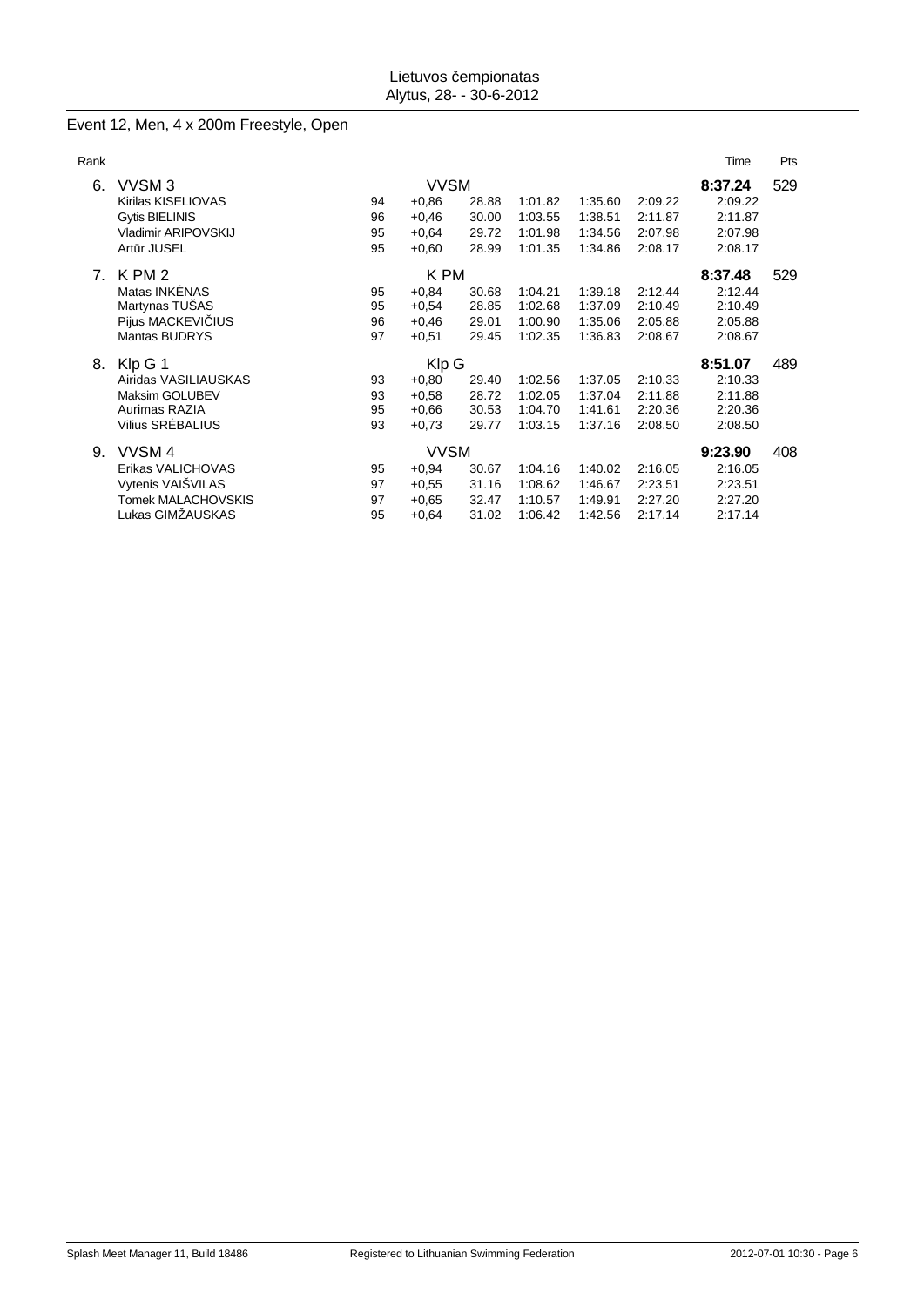Lietuvos čempionatas
Alytus, 28- - 30-6-2012

## Event 12, Men, 4 x 200m Freestyle, Open

| Rank | | | | | | | | | Time | Pts |
|---|---|---|---|---|---|---|---|---|---|---|
| 6. | VVSM 3 | | VVSM | | | | | | **8:37.24** | 529 |
| | Kirilas KISELIOVAS | 94 | +0,86 | 28.88 | 1:01.82 | 1:35.60 | 2:09.22 | | 2:09.22 | |
| | Gytis BIELINIS | 96 | +0,46 | 30.00 | 1:03.55 | 1:38.51 | 2:11.87 | | 2:11.87 | |
| | Vladimir ARIPOVSKIJ | 95 | +0,64 | 29.72 | 1:01.98 | 1:34.56 | 2:07.98 | | 2:07.98 | |
| | Artūr JUSEL | 95 | +0,60 | 28.99 | 1:01.35 | 1:34.86 | 2:08.17 | | 2:08.17 | |
| 7. | K PM 2 | | K PM | | | | | | **8:37.48** | 529 |
| | Matas INKĖNAS | 95 | +0,84 | 30.68 | 1:04.21 | 1:39.18 | 2:12.44 | | 2:12.44 | |
| | Martynas TUŠAS | 95 | +0,54 | 28.85 | 1:02.68 | 1:37.09 | 2:10.49 | | 2:10.49 | |
| | Pijus MACKEVIČIUS | 96 | +0,46 | 29.01 | 1:00.90 | 1:35.06 | 2:05.88 | | 2:05.88 | |
| | Mantas BUDRYS | 97 | +0,51 | 29.45 | 1:02.35 | 1:36.83 | 2:08.67 | | 2:08.67 | |
| 8. | Klp G 1 | | Klp G | | | | | | **8:51.07** | 489 |
| | Airidas VASILIAUSKAS | 93 | +0,80 | 29.40 | 1:02.56 | 1:37.05 | 2:10.33 | | 2:10.33 | |
| | Maksim GOLUBEV | 93 | +0,58 | 28.72 | 1:02.05 | 1:37.04 | 2:11.88 | | 2:11.88 | |
| | Aurimas RAZIA | 95 | +0,66 | 30.53 | 1:04.70 | 1:41.61 | 2:20.36 | | 2:20.36 | |
| | Vilius SRĖBALIUS | 93 | +0,73 | 29.77 | 1:03.15 | 1:37.16 | 2:08.50 | | 2:08.50 | |
| 9. | VVSM 4 | | VVSM | | | | | | **9:23.90** | 408 |
| | Erikas VALICHOVAS | 95 | +0,94 | 30.67 | 1:04.16 | 1:40.02 | 2:16.05 | | 2:16.05 | |
| | Vytenis VAIŠVILAS | 97 | +0,55 | 31.16 | 1:08.62 | 1:46.67 | 2:23.51 | | 2:23.51 | |
| | Tomek MALACHOVSKIS | 97 | +0,65 | 32.47 | 1:10.57 | 1:49.91 | 2:27.20 | | 2:27.20 | |
| | Lukas GIMŽAUSKAS | 95 | +0,64 | 31.02 | 1:06.42 | 1:42.56 | 2:17.14 | | 2:17.14 | |

Splash Meet Manager 11, Build 18486 — Registered to Lithuanian Swimming Federation — 2012-07-01 10:30